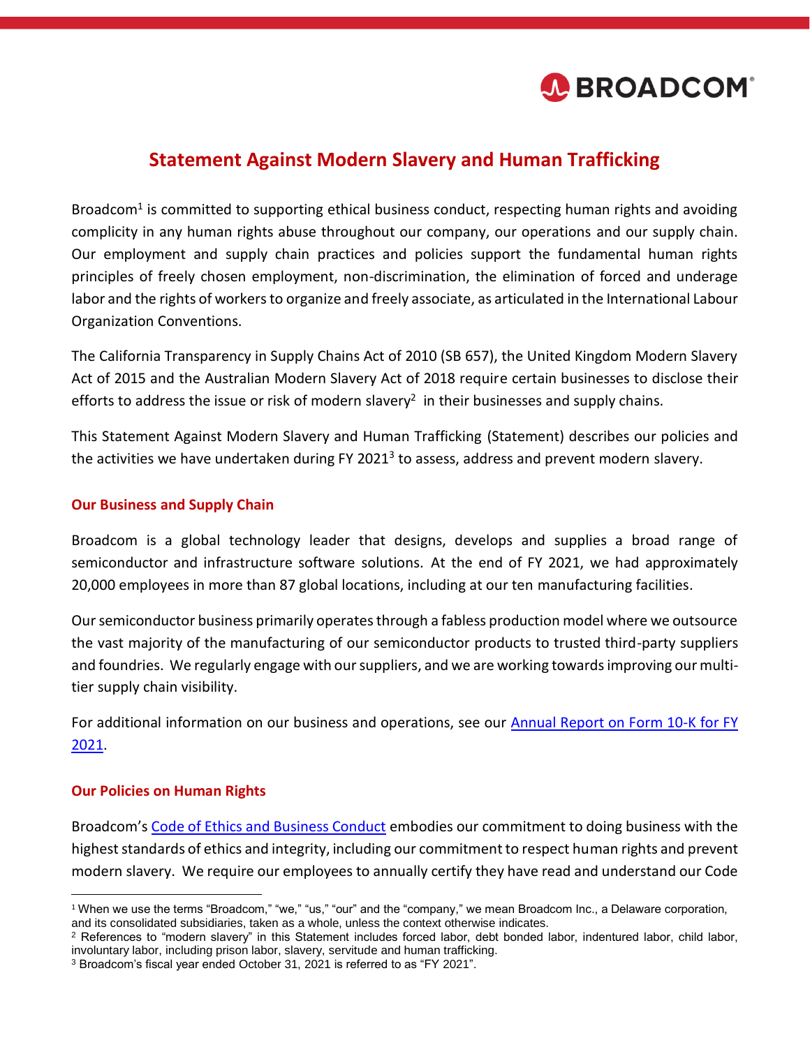# Statement Against Modern Slavery and Human Trafficking

Broadcom[1] is committed to supporting ethical business conduct, respecting human rights and avoiding complicity in any human rights abuse throughout our company, our operations and our supply chain. Our employment and supply chain practices and policies support the fundamental human rights principles of freely chosen employment, non-discrimination, the elimination of forced and underage labor and the rights of workers to organize and freely associate, as articulated in the International Labour Organization Conventions.

The California Transparency in Supply Chains Act of 2010 (SB 657), the United Kingdom Modern Slavery Act of 2015 and the Australian Modern Slavery Act of 2018 require certain businesses to disclose their efforts to address the issue or risk of modern slavery[2] in their businesses and supply chains.

This Statement Against Modern Slavery and Human Trafficking (Statement) describes our policies and the activities we have undertaken during FY 2021[3] to assess, address and prevent modern slavery.

## Our Business and Supply Chain

Broadcom is a global technology leader that designs, develops and supplies a broad range of semiconductor and infrastructure software solutions. At the end of FY 2021, we had approximately 20,000 employees in more than 87 global locations, including at our ten manufacturing facilities.

Our semiconductor business primarily operates through a fabless production model where we outsource the vast majority of the manufacturing of our semiconductor products to trusted third-party suppliers and foundries. We regularly engage with our suppliers, and we are working towards improving our multi-tier supply chain visibility.

For additional information on our business and operations, see our Annual Report on Form 10-K for FY 2021.

## Our Policies on Human Rights

Broadcom's Code of Ethics and Business Conduct embodies our commitment to doing business with the highest standards of ethics and integrity, including our commitment to respect human rights and prevent modern slavery. We require our employees to annually certify they have read and understand our Code

---

[1] When we use the terms "Broadcom," "we," "us," "our" and the "company," we mean Broadcom Inc., a Delaware corporation, and its consolidated subsidiaries, taken as a whole, unless the context otherwise indicates.

[2] References to "modern slavery" in this Statement includes forced labor, debt bonded labor, indentured labor, child labor, involuntary labor, including prison labor, slavery, servitude and human trafficking.

[3] Broadcom's fiscal year ended October 31, 2021 is referred to as "FY 2021".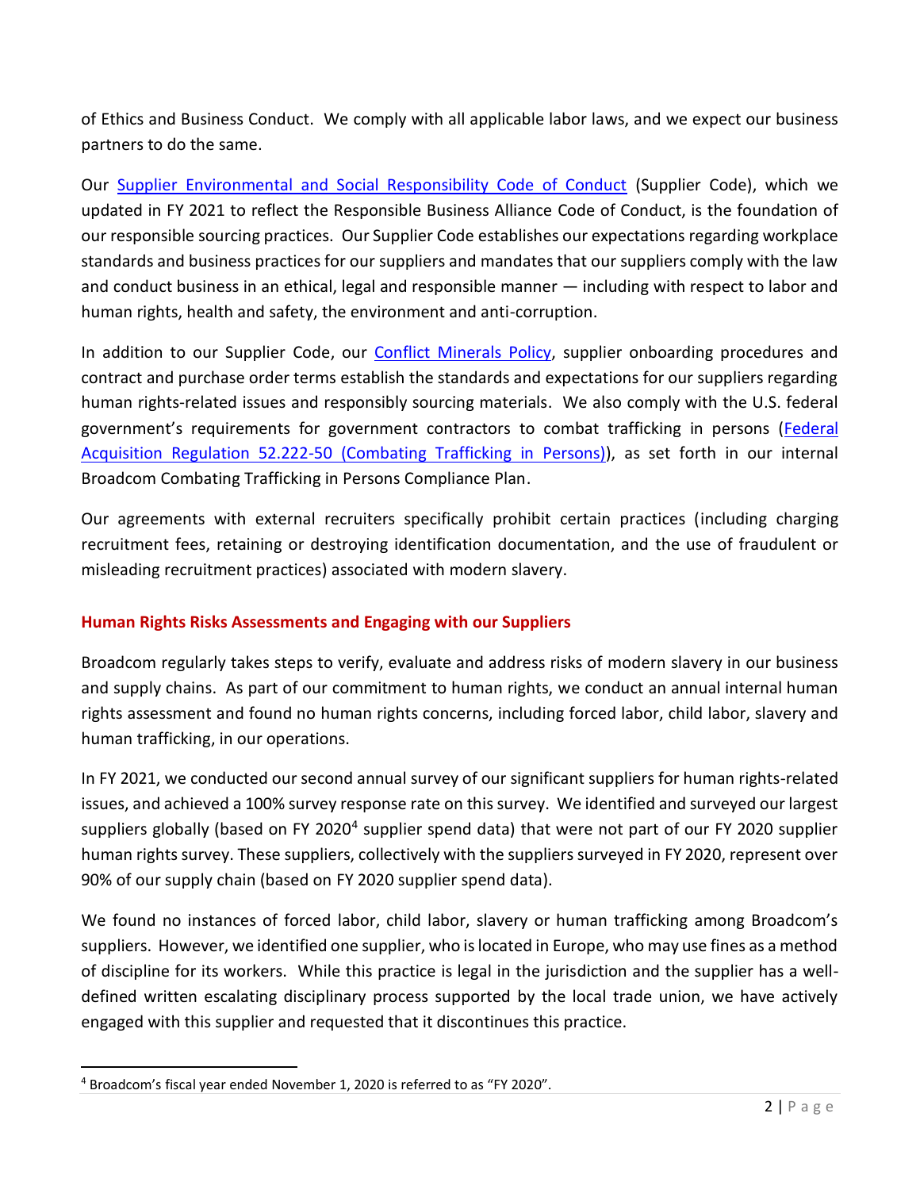of Ethics and Business Conduct. We comply with all applicable labor laws, and we expect our business partners to do the same.

Our Supplier Environmental and Social Responsibility Code of Conduct (Supplier Code), which we updated in FY 2021 to reflect the Responsible Business Alliance Code of Conduct, is the foundation of our responsible sourcing practices. Our Supplier Code establishes our expectations regarding workplace standards and business practices for our suppliers and mandates that our suppliers comply with the law and conduct business in an ethical, legal and responsible manner — including with respect to labor and human rights, health and safety, the environment and anti-corruption.

In addition to our Supplier Code, our Conflict Minerals Policy, supplier onboarding procedures and contract and purchase order terms establish the standards and expectations for our suppliers regarding human rights-related issues and responsibly sourcing materials. We also comply with the U.S. federal government's requirements for government contractors to combat trafficking in persons (Federal Acquisition Regulation 52.222-50 (Combating Trafficking in Persons)), as set forth in our internal Broadcom Combating Trafficking in Persons Compliance Plan.

Our agreements with external recruiters specifically prohibit certain practices (including charging recruitment fees, retaining or destroying identification documentation, and the use of fraudulent or misleading recruitment practices) associated with modern slavery.

## Human Rights Risks Assessments and Engaging with our Suppliers

Broadcom regularly takes steps to verify, evaluate and address risks of modern slavery in our business and supply chains. As part of our commitment to human rights, we conduct an annual internal human rights assessment and found no human rights concerns, including forced labor, child labor, slavery and human trafficking, in our operations.

In FY 2021, we conducted our second annual survey of our significant suppliers for human rights-related issues, and achieved a 100% survey response rate on this survey. We identified and surveyed our largest suppliers globally (based on FY 2020[4] supplier spend data) that were not part of our FY 2020 supplier human rights survey. These suppliers, collectively with the suppliers surveyed in FY 2020, represent over 90% of our supply chain (based on FY 2020 supplier spend data).

We found no instances of forced labor, child labor, slavery or human trafficking among Broadcom's suppliers. However, we identified one supplier, who is located in Europe, who may use fines as a method of discipline for its workers. While this practice is legal in the jurisdiction and the supplier has a well-defined written escalating disciplinary process supported by the local trade union, we have actively engaged with this supplier and requested that it discontinues this practice.

[4] Broadcom's fiscal year ended November 1, 2020 is referred to as "FY 2020".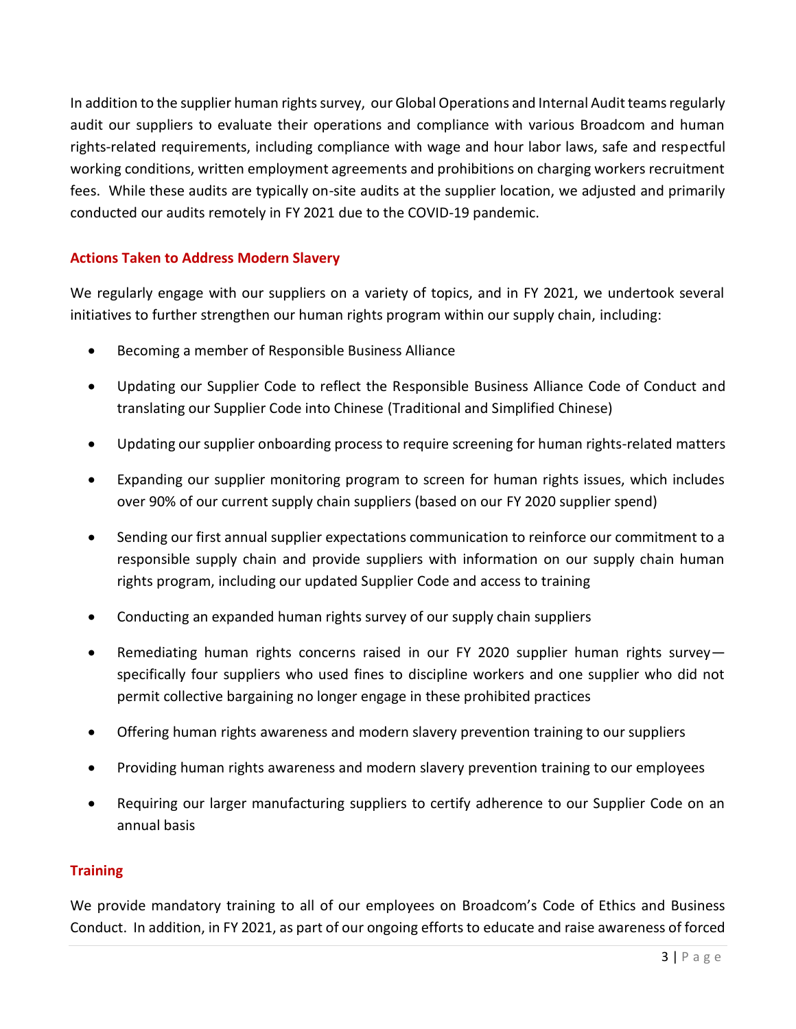In addition to the supplier human rights survey, our Global Operations and Internal Audit teams regularly audit our suppliers to evaluate their operations and compliance with various Broadcom and human rights-related requirements, including compliance with wage and hour labor laws, safe and respectful working conditions, written employment agreements and prohibitions on charging workers recruitment fees. While these audits are typically on-site audits at the supplier location, we adjusted and primarily conducted our audits remotely in FY 2021 due to the COVID-19 pandemic.

## Actions Taken to Address Modern Slavery

We regularly engage with our suppliers on a variety of topics, and in FY 2021, we undertook several initiatives to further strengthen our human rights program within our supply chain, including:

- Becoming a member of Responsible Business Alliance
- Updating our Supplier Code to reflect the Responsible Business Alliance Code of Conduct and translating our Supplier Code into Chinese (Traditional and Simplified Chinese)
- Updating our supplier onboarding process to require screening for human rights-related matters
- Expanding our supplier monitoring program to screen for human rights issues, which includes over 90% of our current supply chain suppliers (based on our FY 2020 supplier spend)
- Sending our first annual supplier expectations communication to reinforce our commitment to a responsible supply chain and provide suppliers with information on our supply chain human rights program, including our updated Supplier Code and access to training
- Conducting an expanded human rights survey of our supply chain suppliers
- Remediating human rights concerns raised in our FY 2020 supplier human rights survey—specifically four suppliers who used fines to discipline workers and one supplier who did not permit collective bargaining no longer engage in these prohibited practices
- Offering human rights awareness and modern slavery prevention training to our suppliers
- Providing human rights awareness and modern slavery prevention training to our employees
- Requiring our larger manufacturing suppliers to certify adherence to our Supplier Code on an annual basis

## Training

We provide mandatory training to all of our employees on Broadcom's Code of Ethics and Business Conduct. In addition, in FY 2021, as part of our ongoing efforts to educate and raise awareness of forced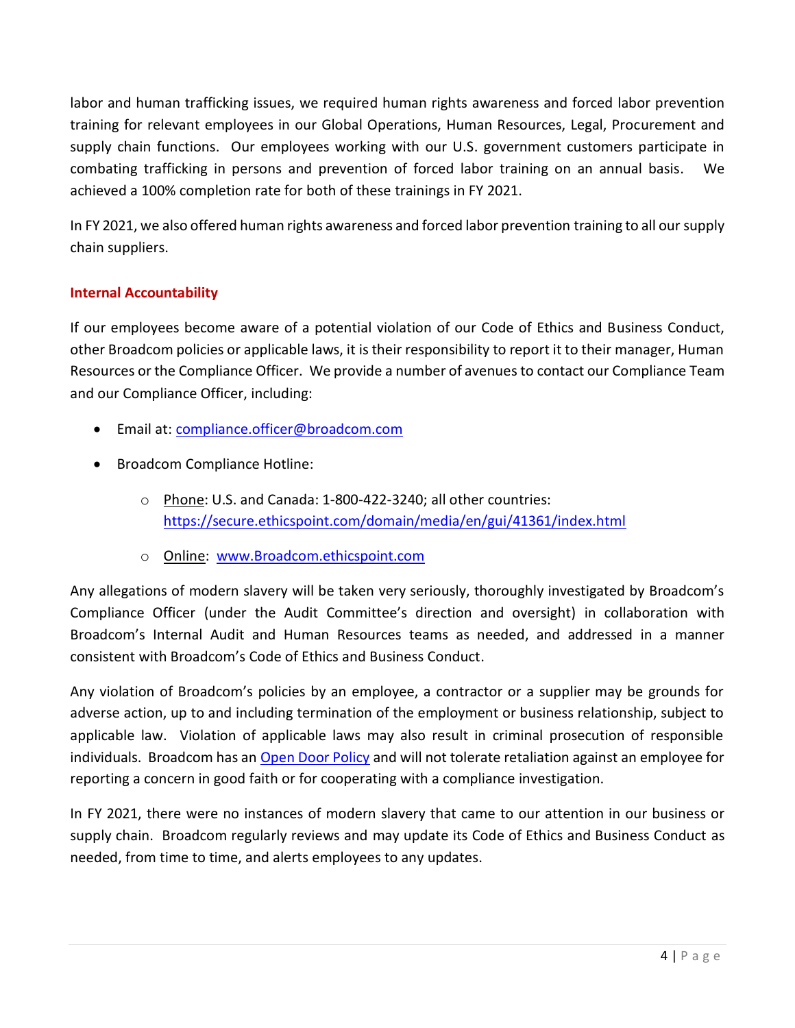labor and human trafficking issues, we required human rights awareness and forced labor prevention training for relevant employees in our Global Operations, Human Resources, Legal, Procurement and supply chain functions. Our employees working with our U.S. government customers participate in combating trafficking in persons and prevention of forced labor training on an annual basis. We achieved a 100% completion rate for both of these trainings in FY 2021.

In FY 2021, we also offered human rights awareness and forced labor prevention training to all our supply chain suppliers.

## Internal Accountability

If our employees become aware of a potential violation of our Code of Ethics and Business Conduct, other Broadcom policies or applicable laws, it is their responsibility to report it to their manager, Human Resources or the Compliance Officer. We provide a number of avenues to contact our Compliance Team and our Compliance Officer, including:

- Email at: [compliance.officer@broadcom.com](mailto:compliance.officer@broadcom.com)
- Broadcom Compliance Hotline:
  - Phone: U.S. and Canada: 1-800-422-3240; all other countries: [https://secure.ethicspoint.com/domain/media/en/gui/41361/index.html](https://secure.ethicspoint.com/domain/media/en/gui/41361/index.html)
  - Online: [www.Broadcom.ethicspoint.com](http://www.Broadcom.ethicspoint.com)

Any allegations of modern slavery will be taken very seriously, thoroughly investigated by Broadcom's Compliance Officer (under the Audit Committee's direction and oversight) in collaboration with Broadcom's Internal Audit and Human Resources teams as needed, and addressed in a manner consistent with Broadcom's Code of Ethics and Business Conduct.

Any violation of Broadcom's policies by an employee, a contractor or a supplier may be grounds for adverse action, up to and including termination of the employment or business relationship, subject to applicable law. Violation of applicable laws may also result in criminal prosecution of responsible individuals. Broadcom has an Open Door Policy and will not tolerate retaliation against an employee for reporting a concern in good faith or for cooperating with a compliance investigation.

In FY 2021, there were no instances of modern slavery that came to our attention in our business or supply chain. Broadcom regularly reviews and may update its Code of Ethics and Business Conduct as needed, from time to time, and alerts employees to any updates.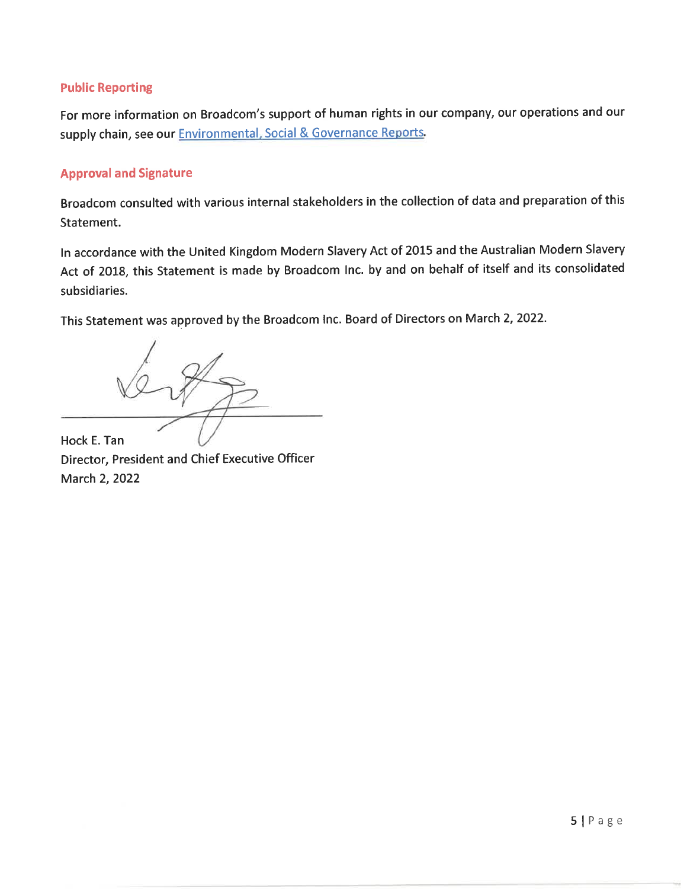## Public Reporting

For more information on Broadcom's support of human rights in our company, our operations and our supply chain, see our Environmental, Social & Governance Reports.

## Approval and Signature

Broadcom consulted with various internal stakeholders in the collection of data and preparation of this Statement.

In accordance with the United Kingdom Modern Slavery Act of 2015 and the Australian Modern Slavery Act of 2018, this Statement is made by Broadcom Inc. by and on behalf of itself and its consolidated subsidiaries.

This Statement was approved by the Broadcom Inc. Board of Directors on March 2, 2022.

Hock E. Tan
Director, President and Chief Executive Officer
March 2, 2022